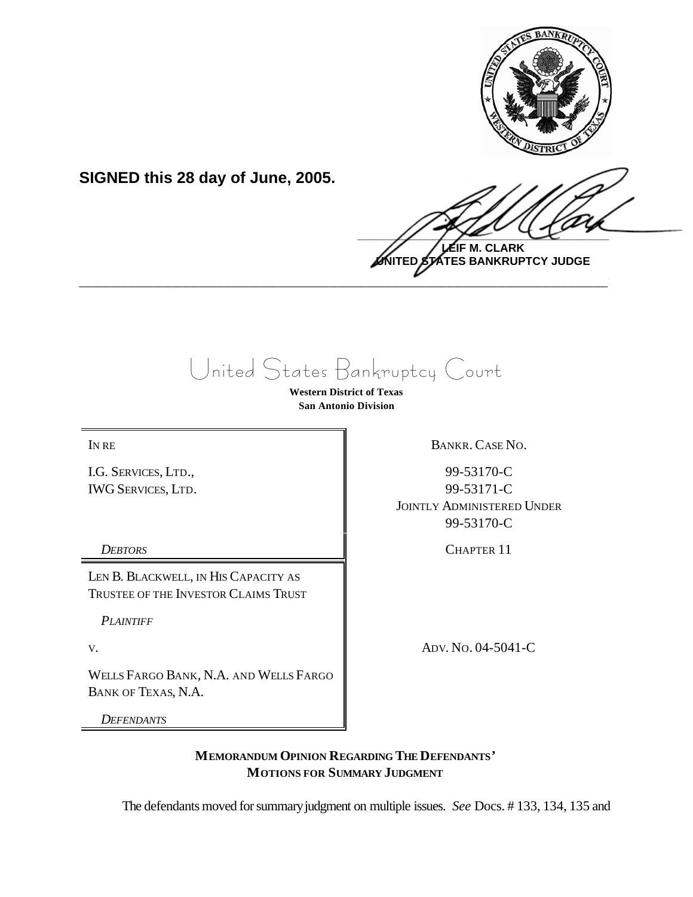**SIGNED this 28 day of June, 2005.**

**LEIF M. CLARK**
**UNITED STATES BANKRUPTCY JUDGE**

---

# United States Bankruptcy Court

**Western District of Texas**
**San Antonio Division**

| | |
|---|---|
| IN RE<br><br>I.G. SERVICES, LTD.,<br>IWG SERVICES, LTD.<br><br>*DEBTORS* | BANKR. CASE NO.<br><br>99-53170-C<br>99-53171-C<br>JOINTLY ADMINISTERED UNDER<br>99-53170-C<br><br>CHAPTER 11 |
| LEN B. BLACKWELL, IN HIS CAPACITY AS TRUSTEE OF THE INVESTOR CLAIMS TRUST<br><br>*PLAINTIFF*<br><br>V.<br><br>WELLS FARGO BANK, N.A. AND WELLS FARGO BANK OF TEXAS, N.A.<br><br>*DEFENDANTS* | <br><br><br><br>ADV. NO. 04-5041-C |

**MEMORANDUM OPINION REGARDING THE DEFENDANTS' MOTIONS FOR SUMMARY JUDGMENT**

The defendants moved for summary judgment on multiple issues. *See* Docs. # 133, 134, 135 and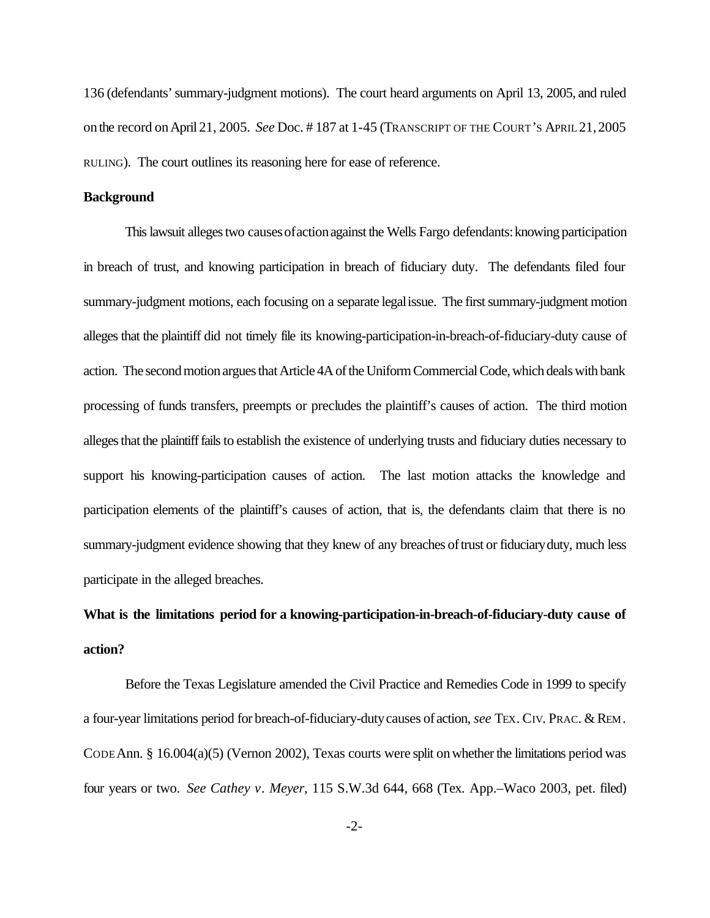136 (defendants' summary-judgment motions). The court heard arguments on April 13, 2005, and ruled on the record on April 21, 2005. *See* Doc. # 187 at 1-45 (TRANSCRIPT OF THE COURT'S APRIL 21, 2005 RULING). The court outlines its reasoning here for ease of reference.

**Background**

This lawsuit alleges two causes of action against the Wells Fargo defendants: knowing participation in breach of trust, and knowing participation in breach of fiduciary duty. The defendants filed four summary-judgment motions, each focusing on a separate legal issue. The first summary-judgment motion alleges that the plaintiff did not timely file its knowing-participation-in-breach-of-fiduciary-duty cause of action. The second motion argues that Article 4A of the Uniform Commercial Code, which deals with bank processing of funds transfers, preempts or precludes the plaintiff's causes of action. The third motion alleges that the plaintiff fails to establish the existence of underlying trusts and fiduciary duties necessary to support his knowing-participation causes of action. The last motion attacks the knowledge and participation elements of the plaintiff's causes of action, that is, the defendants claim that there is no summary-judgment evidence showing that they knew of any breaches of trust or fiduciary duty, much less participate in the alleged breaches.

**What is the limitations period for a knowing-participation-in-breach-of-fiduciary-duty cause of action?**

Before the Texas Legislature amended the Civil Practice and Remedies Code in 1999 to specify a four-year limitations period for breach-of-fiduciary-duty causes of action, *see* TEX. CIV. PRAC. & REM. CODE Ann. § 16.004(a)(5) (Vernon 2002), Texas courts were split on whether the limitations period was four years or two. *See Cathey v. Meyer*, 115 S.W.3d 644, 668 (Tex. App.–Waco 2003, pet. filed)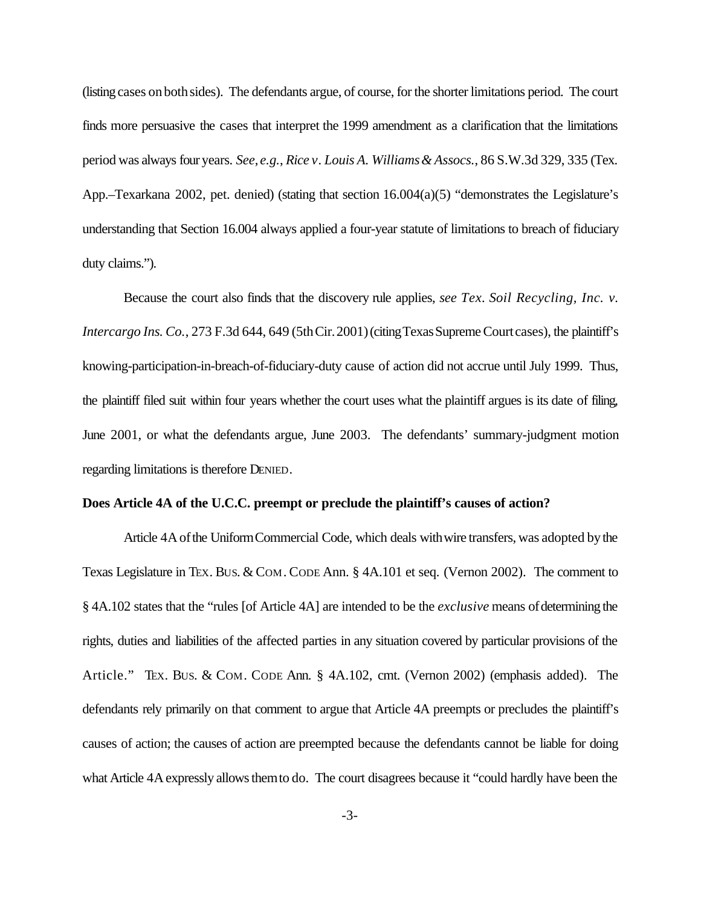(listing cases on both sides). The defendants argue, of course, for the shorter limitations period. The court finds more persuasive the cases that interpret the 1999 amendment as a clarification that the limitations period was always four years. *See, e.g.*, *Rice v. Louis A. Williams & Assocs.*, 86 S.W.3d 329, 335 (Tex. App.–Texarkana 2002, pet. denied) (stating that section 16.004(a)(5) "demonstrates the Legislature's understanding that Section 16.004 always applied a four-year statute of limitations to breach of fiduciary duty claims.").

Because the court also finds that the discovery rule applies, *see Tex. Soil Recycling, Inc. v. Intercargo Ins. Co.*, 273 F.3d 644, 649 (5th Cir. 2001) (citing Texas Supreme Court cases), the plaintiff's knowing-participation-in-breach-of-fiduciary-duty cause of action did not accrue until July 1999. Thus, the plaintiff filed suit within four years whether the court uses what the plaintiff argues is its date of filing, June 2001, or what the defendants argue, June 2003. The defendants' summary-judgment motion regarding limitations is therefore DENIED.

**Does Article 4A of the U.C.C. preempt or preclude the plaintiff's causes of action?**

Article 4A of the Uniform Commercial Code, which deals with wire transfers, was adopted by the Texas Legislature in TEX. BUS. & COM. CODE Ann. § 4A.101 et seq. (Vernon 2002). The comment to § 4A.102 states that the "rules [of Article 4A] are intended to be the *exclusive* means of determining the rights, duties and liabilities of the affected parties in any situation covered by particular provisions of the Article." TEX. BUS. & COM. CODE Ann. § 4A.102, cmt. (Vernon 2002) (emphasis added). The defendants rely primarily on that comment to argue that Article 4A preempts or precludes the plaintiff's causes of action; the causes of action are preempted because the defendants cannot be liable for doing what Article 4A expressly allows them to do. The court disagrees because it "could hardly have been the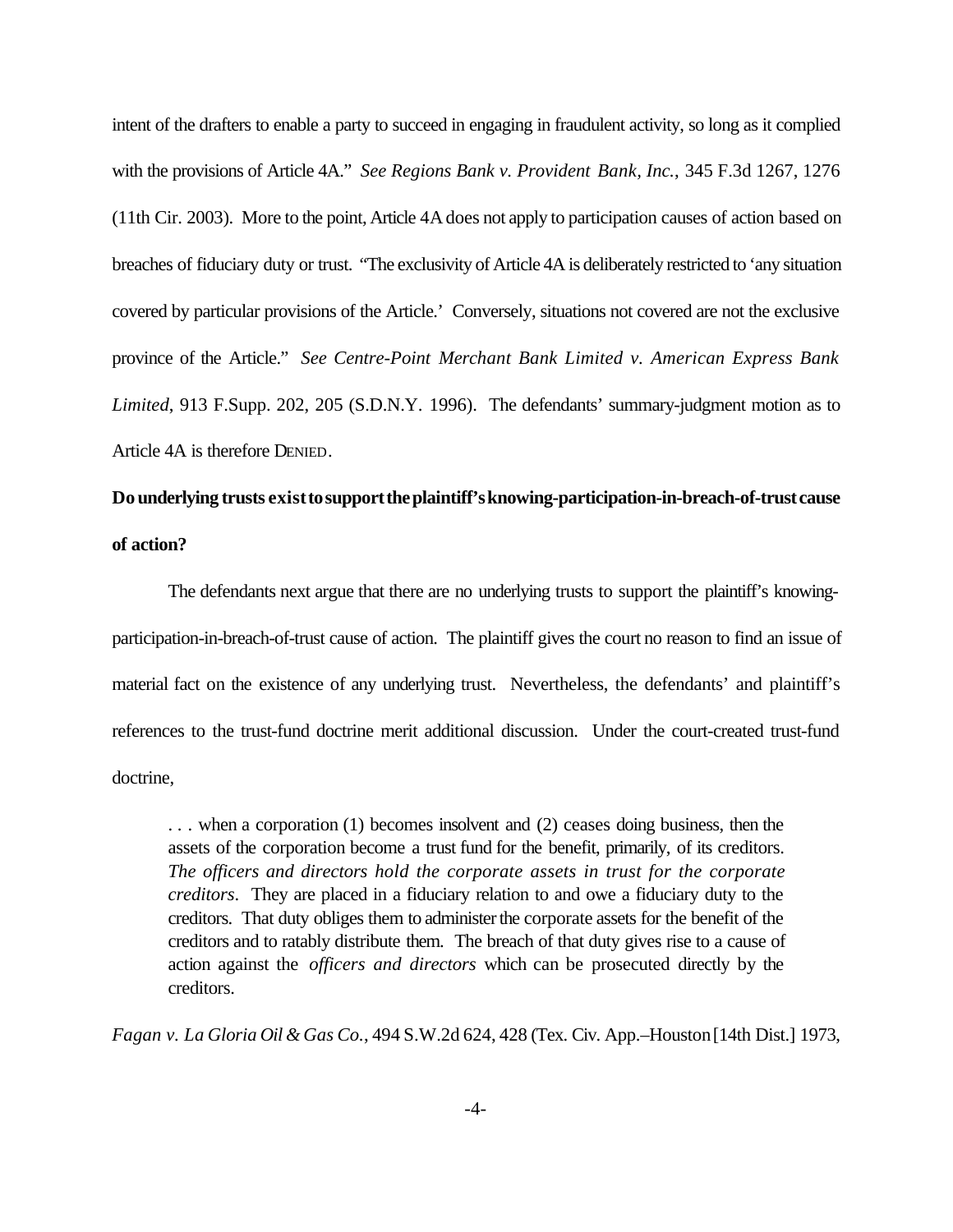intent of the drafters to enable a party to succeed in engaging in fraudulent activity, so long as it complied with the provisions of Article 4A." *See Regions Bank v. Provident Bank, Inc.*, 345 F.3d 1267, 1276 (11th Cir. 2003). More to the point, Article 4A does not apply to participation causes of action based on breaches of fiduciary duty or trust. "The exclusivity of Article 4A is deliberately restricted to 'any situation covered by particular provisions of the Article.' Conversely, situations not covered are not the exclusive province of the Article." *See Centre-Point Merchant Bank Limited v. American Express Bank Limited*, 913 F.Supp. 202, 205 (S.D.N.Y. 1996). The defendants' summary-judgment motion as to Article 4A is therefore DENIED.

**Do underlying trusts exist to support the plaintiff's knowing-participation-in-breach-of-trust cause of action?**

The defendants next argue that there are no underlying trusts to support the plaintiff's knowing-participation-in-breach-of-trust cause of action. The plaintiff gives the court no reason to find an issue of material fact on the existence of any underlying trust. Nevertheless, the defendants' and plaintiff's references to the trust-fund doctrine merit additional discussion. Under the court-created trust-fund doctrine,

> . . . when a corporation (1) becomes insolvent and (2) ceases doing business, then the assets of the corporation become a trust fund for the benefit, primarily, of its creditors. *The officers and directors hold the corporate assets in trust for the corporate creditors*. They are placed in a fiduciary relation to and owe a fiduciary duty to the creditors. That duty obliges them to administer the corporate assets for the benefit of the creditors and to ratably distribute them. The breach of that duty gives rise to a cause of action against the *officers and directors* which can be prosecuted directly by the creditors.

*Fagan v. La Gloria Oil & Gas Co.*, 494 S.W.2d 624, 428 (Tex. Civ. App.–Houston [14th Dist.] 1973,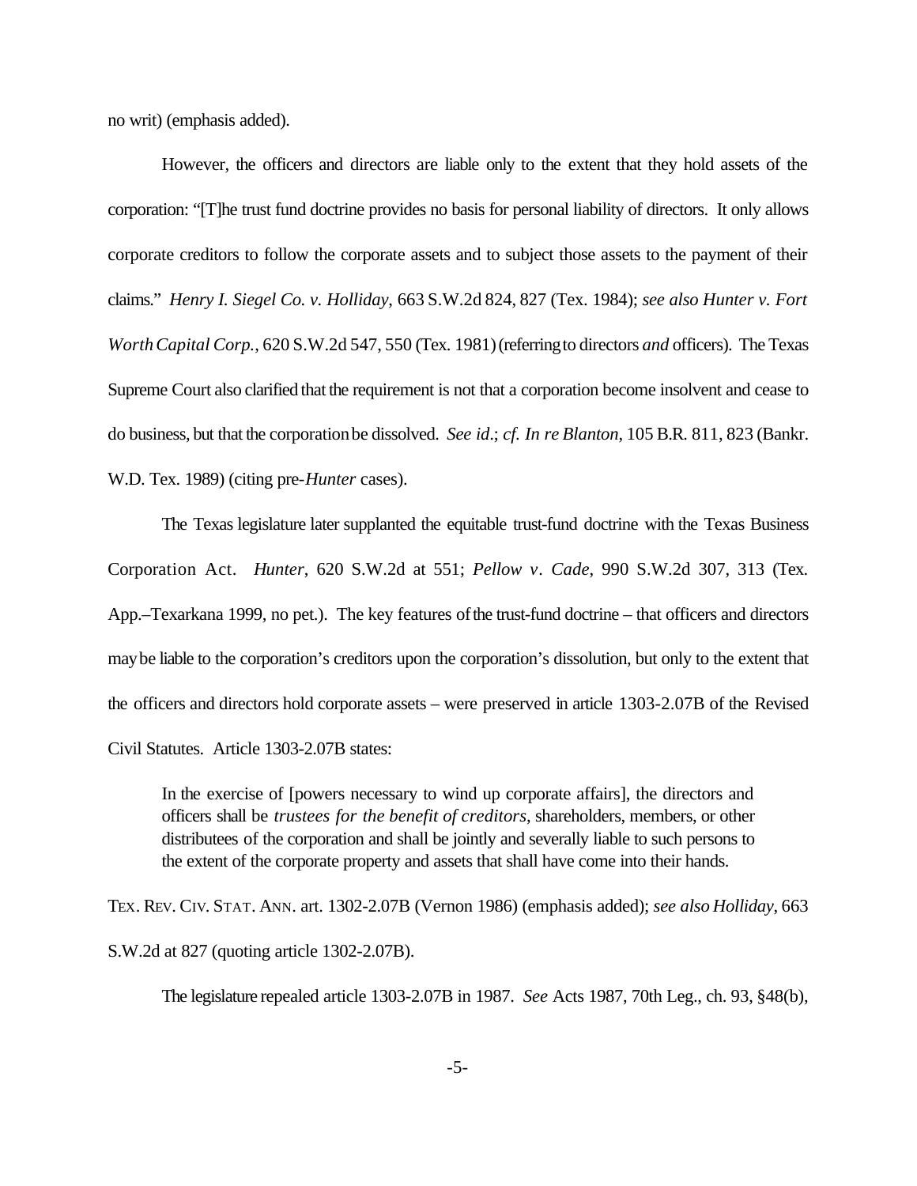no writ) (emphasis added).

However, the officers and directors are liable only to the extent that they hold assets of the corporation: "[T]he trust fund doctrine provides no basis for personal liability of directors. It only allows corporate creditors to follow the corporate assets and to subject those assets to the payment of their claims." *Henry I. Siegel Co. v. Holliday*, 663 S.W.2d 824, 827 (Tex. 1984); *see also Hunter v. Fort Worth Capital Corp.*, 620 S.W.2d 547, 550 (Tex. 1981) (referring to directors *and* officers). The Texas Supreme Court also clarified that the requirement is not that a corporation become insolvent and cease to do business, but that the corporation be dissolved. *See id*.; *cf. In re Blanton*, 105 B.R. 811, 823 (Bankr. W.D. Tex. 1989) (citing pre-*Hunter* cases).

The Texas legislature later supplanted the equitable trust-fund doctrine with the Texas Business Corporation Act. *Hunter*, 620 S.W.2d at 551; *Pellow v. Cade*, 990 S.W.2d 307, 313 (Tex. App.–Texarkana 1999, no pet.). The key features of the trust-fund doctrine – that officers and directors may be liable to the corporation's creditors upon the corporation's dissolution, but only to the extent that the officers and directors hold corporate assets – were preserved in article 1303-2.07B of the Revised Civil Statutes. Article 1303-2.07B states:

> In the exercise of [powers necessary to wind up corporate affairs], the directors and officers shall be *trustees for the benefit of creditors*, shareholders, members, or other distributees of the corporation and shall be jointly and severally liable to such persons to the extent of the corporate property and assets that shall have come into their hands.

TEX. REV. CIV. STAT. ANN. art. 1302-2.07B (Vernon 1986) (emphasis added); *see also Holliday*, 663 S.W.2d at 827 (quoting article 1302-2.07B).

The legislature repealed article 1303-2.07B in 1987. *See* Acts 1987, 70th Leg., ch. 93, §48(b),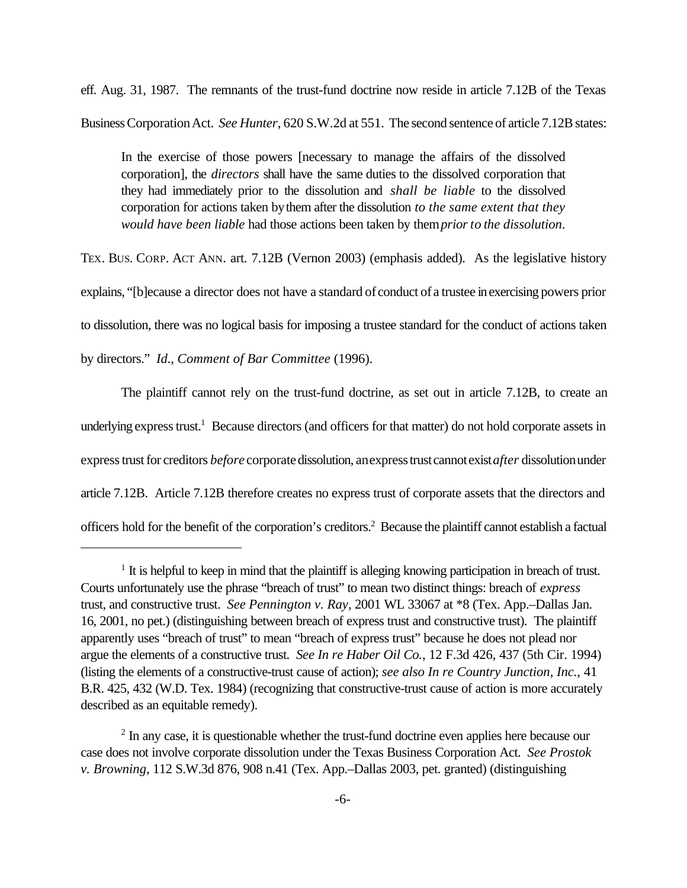eff. Aug. 31, 1987. The remnants of the trust-fund doctrine now reside in article 7.12B of the Texas Business Corporation Act. *See Hunter*, 620 S.W.2d at 551. The second sentence of article 7.12B states:

> In the exercise of those powers [necessary to manage the affairs of the dissolved corporation], the *directors* shall have the same duties to the dissolved corporation that they had immediately prior to the dissolution and *shall be liable* to the dissolved corporation for actions taken by them after the dissolution *to the same extent that they would have been liable* had those actions been taken by them *prior to the dissolution*.

TEX. BUS. CORP. ACT ANN. art. 7.12B (Vernon 2003) (emphasis added). As the legislative history explains, "[b]ecause a director does not have a standard of conduct of a trustee in exercising powers prior to dissolution, there was no logical basis for imposing a trustee standard for the conduct of actions taken by directors." *Id.*, *Comment of Bar Committee* (1996).

The plaintiff cannot rely on the trust-fund doctrine, as set out in article 7.12B, to create an underlying express trust.[1] Because directors (and officers for that matter) do not hold corporate assets in express trust for creditors *before* corporate dissolution, an express trust cannot exist *after* dissolution under article 7.12B. Article 7.12B therefore creates no express trust of corporate assets that the directors and officers hold for the benefit of the corporation's creditors.[2] Because the plaintiff cannot establish a factual

---

[1] It is helpful to keep in mind that the plaintiff is alleging knowing participation in breach of trust. Courts unfortunately use the phrase "breach of trust" to mean two distinct things: breach of *express* trust, and constructive trust. *See Pennington v. Ray*, 2001 WL 33067 at *8 (Tex. App.–Dallas Jan. 16, 2001, no pet.) (distinguishing between breach of express trust and constructive trust). The plaintiff apparently uses "breach of trust" to mean "breach of express trust" because he does not plead nor argue the elements of a constructive trust. *See In re Haber Oil Co.*, 12 F.3d 426, 437 (5th Cir. 1994) (listing the elements of a constructive-trust cause of action); *see also In re Country Junction, Inc.*, 41 B.R. 425, 432 (W.D. Tex. 1984) (recognizing that constructive-trust cause of action is more accurately described as an equitable remedy).

[2] In any case, it is questionable whether the trust-fund doctrine even applies here because our case does not involve corporate dissolution under the Texas Business Corporation Act. *See Prostok v. Browning*, 112 S.W.3d 876, 908 n.41 (Tex. App.–Dallas 2003, pet. granted) (distinguishing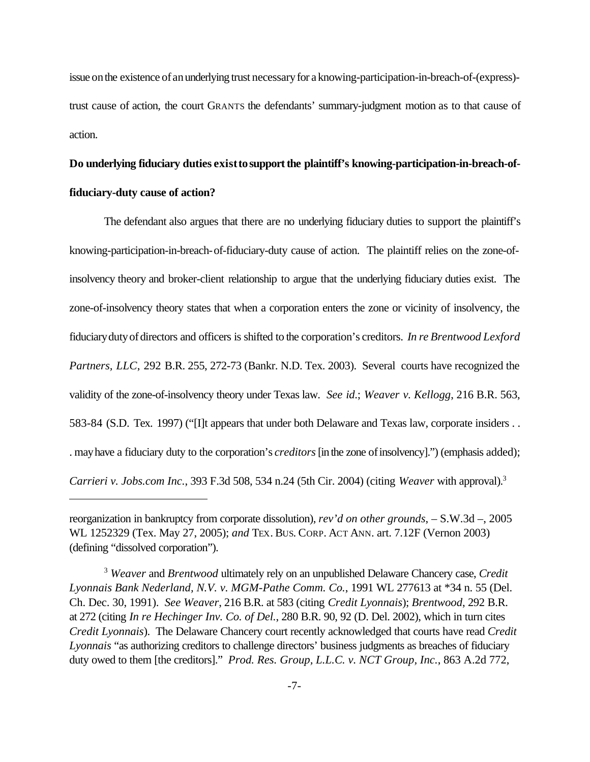issue on the existence of an underlying trust necessary for a knowing-participation-in-breach-of-(express)-trust cause of action, the court GRANTS the defendants' summary-judgment motion as to that cause of action.

**Do underlying fiduciary duties exist to support the plaintiff's knowing-participation-in-breach-of-fiduciary-duty cause of action?**

The defendant also argues that there are no underlying fiduciary duties to support the plaintiff's knowing-participation-in-breach-of-fiduciary-duty cause of action. The plaintiff relies on the zone-of-insolvency theory and broker-client relationship to argue that the underlying fiduciary duties exist. The zone-of-insolvency theory states that when a corporation enters the zone or vicinity of insolvency, the fiduciary duty of directors and officers is shifted to the corporation's creditors. *In re Brentwood Lexford Partners, LLC*, 292 B.R. 255, 272-73 (Bankr. N.D. Tex. 2003). Several courts have recognized the validity of the zone-of-insolvency theory under Texas law. *See id.*; *Weaver v. Kellogg*, 216 B.R. 563, 583-84 (S.D. Tex. 1997) ("[I]t appears that under both Delaware and Texas law, corporate insiders . . . may have a fiduciary duty to the corporation's *creditors* [in the zone of insolvency].") (emphasis added); *Carrieri v. Jobs.com Inc.*, 393 F.3d 508, 534 n.24 (5th Cir. 2004) (citing *Weaver* with approval).[3]

---

reorganization in bankruptcy from corporate dissolution), *rev'd on other grounds*, – S.W.3d –, 2005 WL 1252329 (Tex. May 27, 2005); *and* TEX. BUS. CORP. ACT ANN. art. 7.12F (Vernon 2003) (defining "dissolved corporation").

[3] *Weaver* and *Brentwood* ultimately rely on an unpublished Delaware Chancery case, *Credit Lyonnais Bank Nederland, N.V. v. MGM-Pathe Comm. Co.*, 1991 WL 277613 at *34 n. 55 (Del. Ch. Dec. 30, 1991). *See Weaver*, 216 B.R. at 583 (citing *Credit Lyonnais*); *Brentwood*, 292 B.R. at 272 (citing *In re Hechinger Inv. Co. of Del.*, 280 B.R. 90, 92 (D. Del. 2002), which in turn cites *Credit Lyonnais*). The Delaware Chancery court recently acknowledged that courts have read *Credit Lyonnais* "as authorizing creditors to challenge directors' business judgments as breaches of fiduciary duty owed to them [the creditors]." *Prod. Res. Group, L.L.C. v. NCT Group, Inc.*, 863 A.2d 772,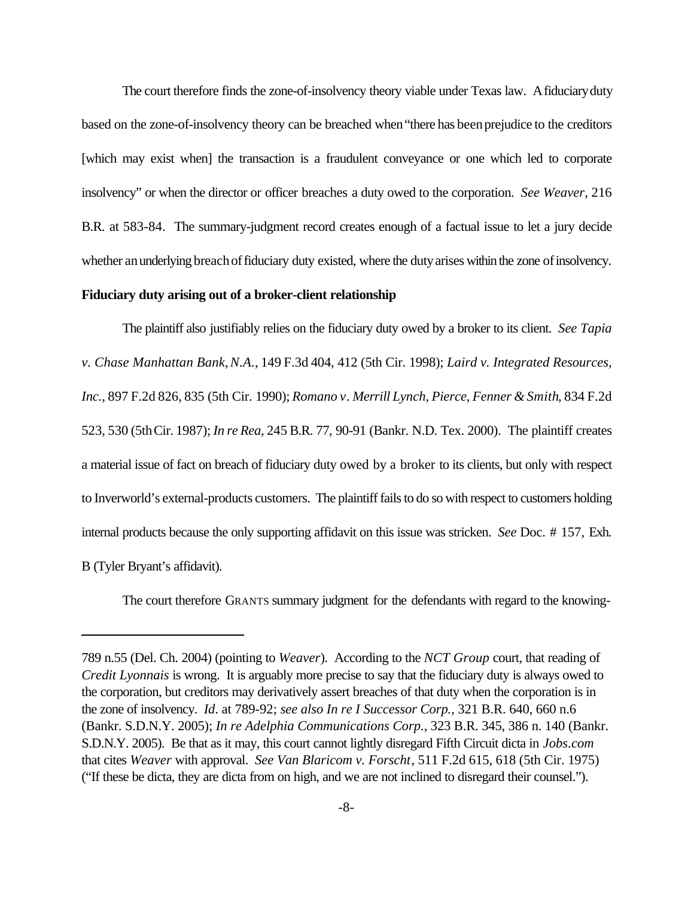The court therefore finds the zone-of-insolvency theory viable under Texas law. A fiduciary duty based on the zone-of-insolvency theory can be breached when "there has been prejudice to the creditors [which may exist when] the transaction is a fraudulent conveyance or one which led to corporate insolvency" or when the director or officer breaches a duty owed to the corporation. *See Weaver*, 216 B.R. at 583-84. The summary-judgment record creates enough of a factual issue to let a jury decide whether an underlying breach of fiduciary duty existed, where the duty arises within the zone of insolvency.

**Fiduciary duty arising out of a broker-client relationship**

The plaintiff also justifiably relies on the fiduciary duty owed by a broker to its client. *See Tapia v. Chase Manhattan Bank, N.A.*, 149 F.3d 404, 412 (5th Cir. 1998); *Laird v. Integrated Resources, Inc.*, 897 F.2d 826, 835 (5th Cir. 1990); *Romano v. Merrill Lynch, Pierce, Fenner & Smith*, 834 F.2d 523, 530 (5th Cir. 1987); *In re Rea*, 245 B.R. 77, 90-91 (Bankr. N.D. Tex. 2000). The plaintiff creates a material issue of fact on breach of fiduciary duty owed by a broker to its clients, but only with respect to Inverworld's external-products customers. The plaintiff fails to do so with respect to customers holding internal products because the only supporting affidavit on this issue was stricken. *See* Doc. # 157, Exh. B (Tyler Bryant's affidavit).

The court therefore GRANTS summary judgment for the defendants with regard to the knowing-

---

789 n.55 (Del. Ch. 2004) (pointing to *Weaver*). According to the *NCT Group* court, that reading of *Credit Lyonnais* is wrong. It is arguably more precise to say that the fiduciary duty is always owed to the corporation, but creditors may derivatively assert breaches of that duty when the corporation is in the zone of insolvency. *Id*. at 789-92; *see also In re I Successor Corp.*, 321 B.R. 640, 660 n.6 (Bankr. S.D.N.Y. 2005); *In re Adelphia Communications Corp.*, 323 B.R. 345, 386 n. 140 (Bankr. S.D.N.Y. 2005). Be that as it may, this court cannot lightly disregard Fifth Circuit dicta in *Jobs.com* that cites *Weaver* with approval. *See Van Blaricom v. Forscht*, 511 F.2d 615, 618 (5th Cir. 1975) ("If these be dicta, they are dicta from on high, and we are not inclined to disregard their counsel.").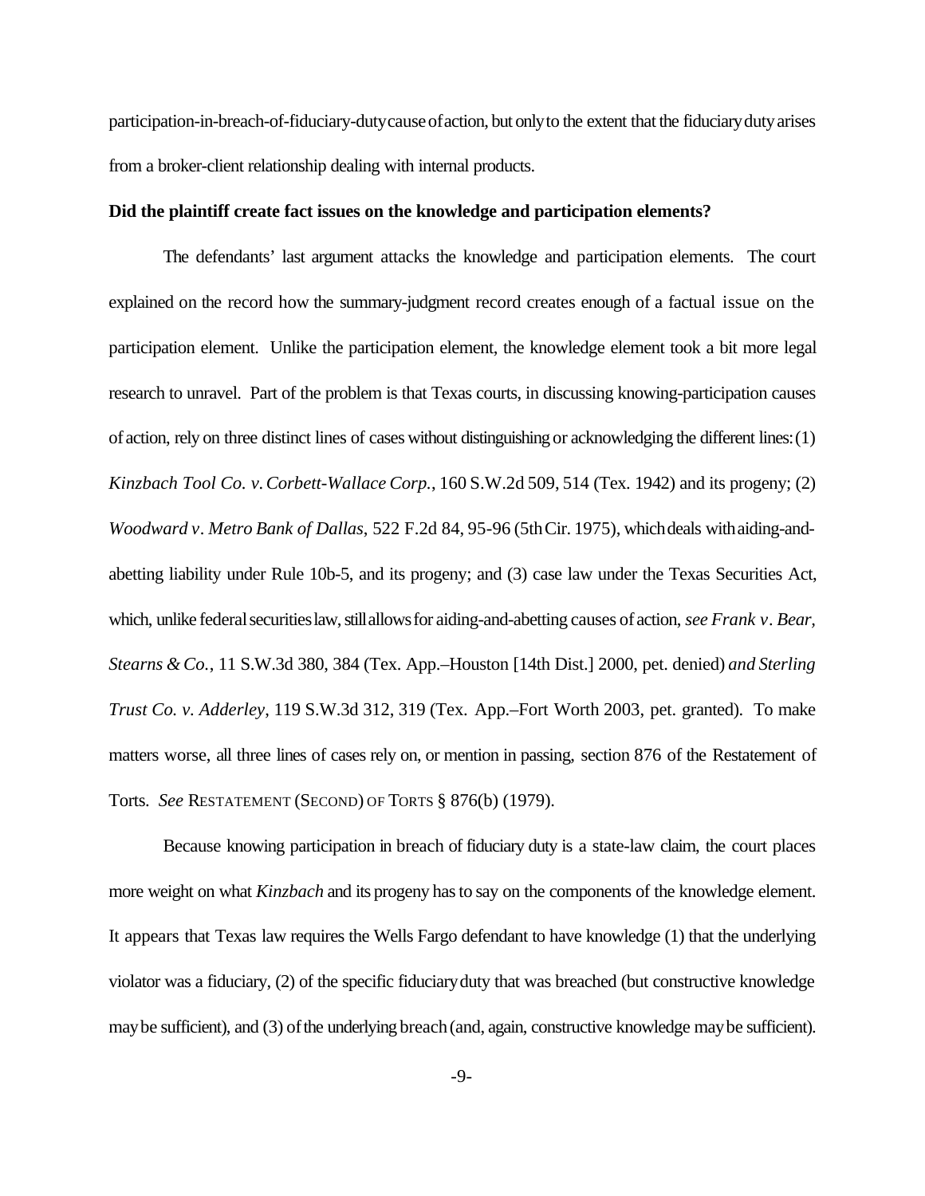participation-in-breach-of-fiduciary-duty cause of action, but only to the extent that the fiduciary duty arises from a broker-client relationship dealing with internal products.

**Did the plaintiff create fact issues on the knowledge and participation elements?**

The defendants' last argument attacks the knowledge and participation elements. The court explained on the record how the summary-judgment record creates enough of a factual issue on the participation element. Unlike the participation element, the knowledge element took a bit more legal research to unravel. Part of the problem is that Texas courts, in discussing knowing-participation causes of action, rely on three distinct lines of cases without distinguishing or acknowledging the different lines: (1) *Kinzbach Tool Co. v. Corbett-Wallace Corp.*, 160 S.W.2d 509, 514 (Tex. 1942) and its progeny; (2) *Woodward v. Metro Bank of Dallas*, 522 F.2d 84, 95-96 (5th Cir. 1975), which deals with aiding-and-abetting liability under Rule 10b-5, and its progeny; and (3) case law under the Texas Securities Act, which, unlike federal securities law, still allows for aiding-and-abetting causes of action, *see Frank v. Bear, Stearns & Co.*, 11 S.W.3d 380, 384 (Tex. App.–Houston [14th Dist.] 2000, pet. denied) *and Sterling Trust Co. v. Adderley*, 119 S.W.3d 312, 319 (Tex. App.–Fort Worth 2003, pet. granted). To make matters worse, all three lines of cases rely on, or mention in passing, section 876 of the Restatement of Torts. *See* RESTATEMENT (SECOND) OF TORTS § 876(b) (1979).

Because knowing participation in breach of fiduciary duty is a state-law claim, the court places more weight on what *Kinzbach* and its progeny has to say on the components of the knowledge element. It appears that Texas law requires the Wells Fargo defendant to have knowledge (1) that the underlying violator was a fiduciary, (2) of the specific fiduciary duty that was breached (but constructive knowledge may be sufficient), and (3) of the underlying breach (and, again, constructive knowledge may be sufficient).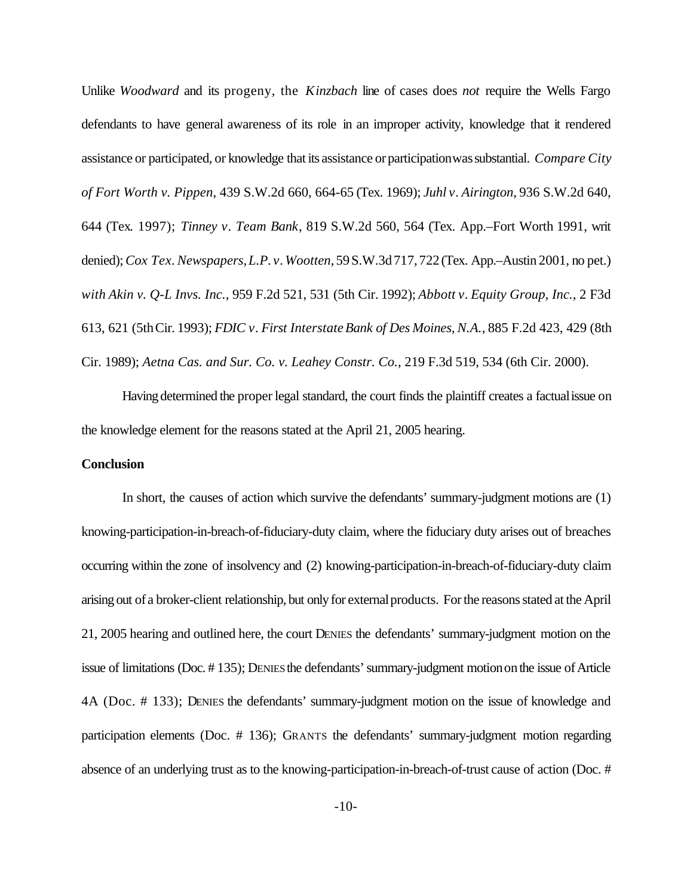Unlike *Woodward* and its progeny, the *Kinzbach* line of cases does *not* require the Wells Fargo defendants to have general awareness of its role in an improper activity, knowledge that it rendered assistance or participated, or knowledge that its assistance or participation was substantial. *Compare City of Fort Worth v. Pippen*, 439 S.W.2d 660, 664-65 (Tex. 1969); *Juhl v. Airington*, 936 S.W.2d 640, 644 (Tex. 1997); *Tinney v. Team Bank*, 819 S.W.2d 560, 564 (Tex. App.–Fort Worth 1991, writ denied); *Cox Tex. Newspapers, L.P. v. Wootten*, 59 S.W.3d 717, 722 (Tex. App.–Austin 2001, no pet.) *with Akin v. Q-L Invs. Inc.*, 959 F.2d 521, 531 (5th Cir. 1992); *Abbott v. Equity Group, Inc.*, 2 F3d 613, 621 (5th Cir. 1993); *FDIC v. First Interstate Bank of Des Moines, N.A.*, 885 F.2d 423, 429 (8th Cir. 1989); *Aetna Cas. and Sur. Co. v. Leahey Constr. Co.*, 219 F.3d 519, 534 (6th Cir. 2000).

Having determined the proper legal standard, the court finds the plaintiff creates a factual issue on the knowledge element for the reasons stated at the April 21, 2005 hearing.

**Conclusion**

In short, the causes of action which survive the defendants' summary-judgment motions are (1) knowing-participation-in-breach-of-fiduciary-duty claim, where the fiduciary duty arises out of breaches occurring within the zone of insolvency and (2) knowing-participation-in-breach-of-fiduciary-duty claim arising out of a broker-client relationship, but only for external products. For the reasons stated at the April 21, 2005 hearing and outlined here, the court DENIES the defendants' summary-judgment motion on the issue of limitations (Doc. # 135); DENIES the defendants' summary-judgment motion on the issue of Article 4A (Doc. # 133); DENIES the defendants' summary-judgment motion on the issue of knowledge and participation elements (Doc. # 136); GRANTS the defendants' summary-judgment motion regarding absence of an underlying trust as to the knowing-participation-in-breach-of-trust cause of action (Doc. #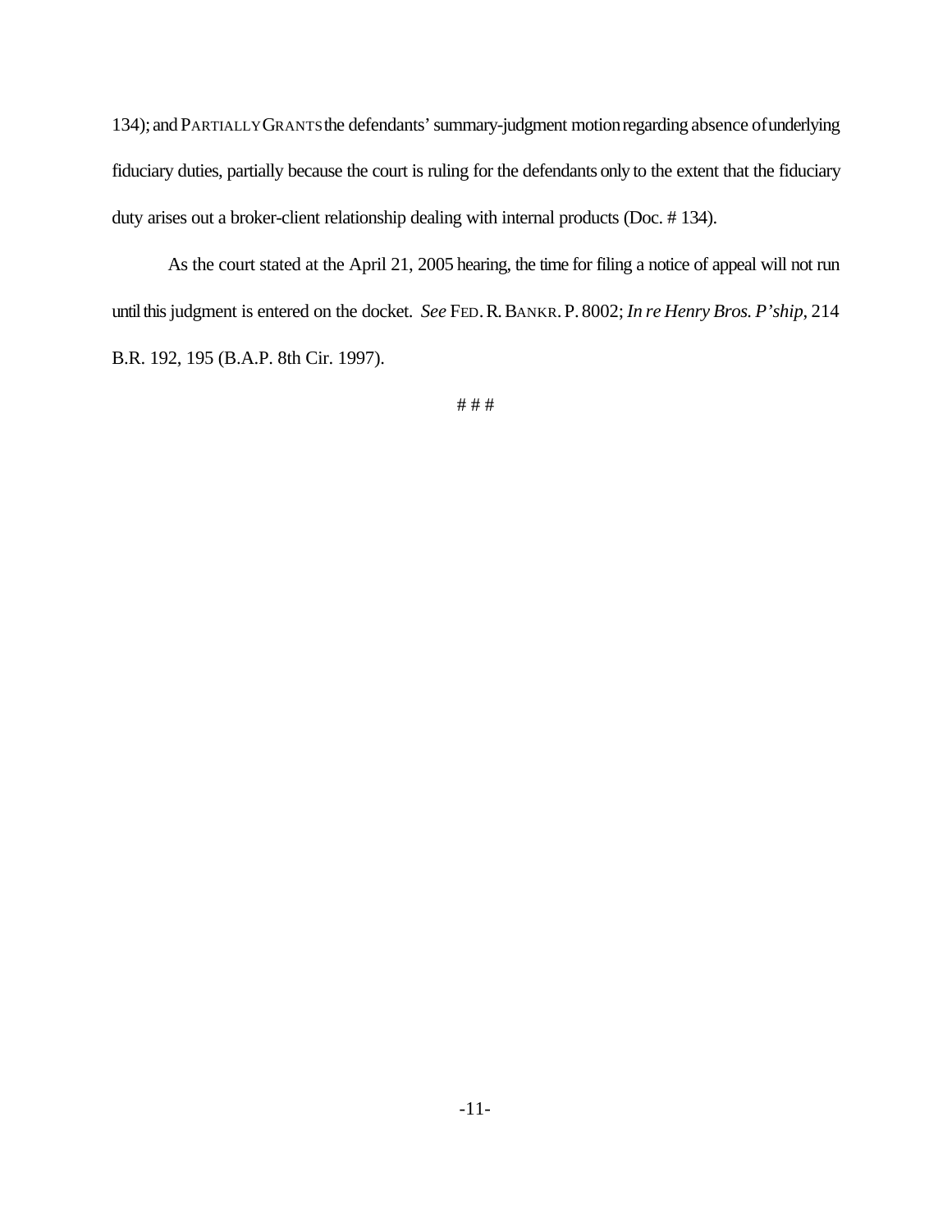134); and PARTIALLY GRANTS the defendants' summary-judgment motion regarding absence of underlying fiduciary duties, partially because the court is ruling for the defendants only to the extent that the fiduciary duty arises out a broker-client relationship dealing with internal products (Doc. # 134).

As the court stated at the April 21, 2005 hearing, the time for filing a notice of appeal will not run until this judgment is entered on the docket. *See* FED. R. BANKR. P. 8002; *In re Henry Bros. P'ship*, 214 B.R. 192, 195 (B.A.P. 8th Cir. 1997).

# # #